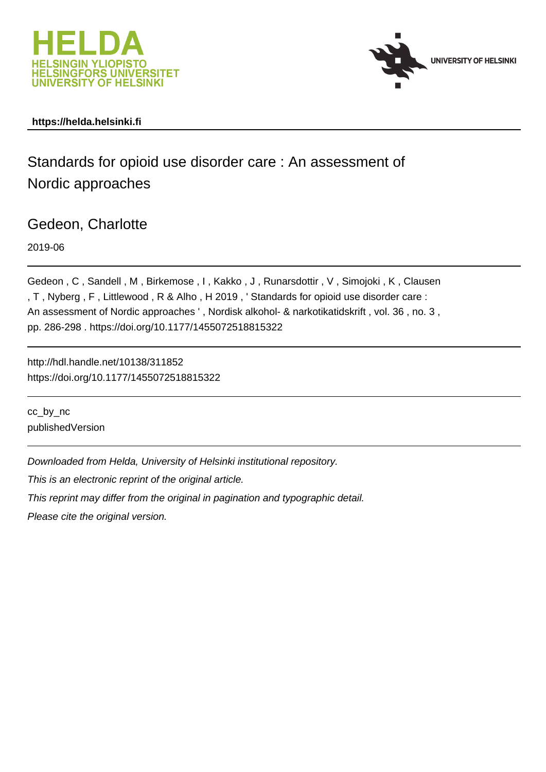HELDA
HELSINGIN YLIOPISTO
HELSINGFORS UNIVERSITET
UNIVERSITY OF HELSINKI

UNIVERSITY OF HELSINKI

**https://helda.helsinki.fi**

# Standards for opioid use disorder care : An assessment of Nordic approaches

## Gedeon, Charlotte

2019-06

Gedeon , C , Sandell , M , Birkemose , I , Kakko , J , Runarsdottir , V , Simojoki , K , Clausen , T , Nyberg , F , Littlewood , R & Alho , H 2019 , ' Standards for opioid use disorder care : An assessment of Nordic approaches ' , Nordisk alkohol- & narkotikatidskrift , vol. 36 , no. 3 , pp. 286-298 . https://doi.org/10.1177/1455072518815322

http://hdl.handle.net/10138/311852
https://doi.org/10.1177/1455072518815322

cc_by_nc
publishedVersion

*Downloaded from Helda, University of Helsinki institutional repository.*

*This is an electronic reprint of the original article.*

*This reprint may differ from the original in pagination and typographic detail.*

*Please cite the original version.*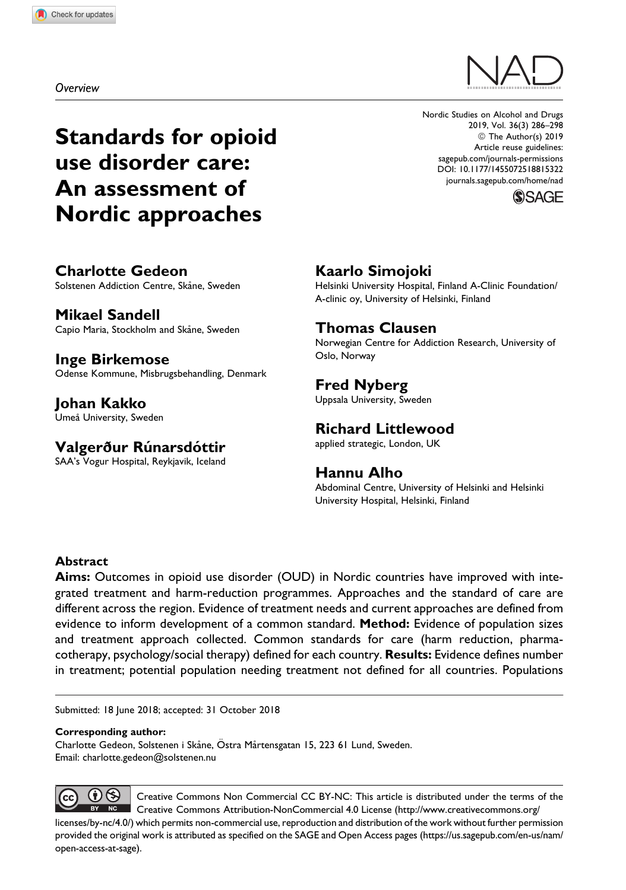*Overview*

# Standards for opioid use disorder care: An assessment of Nordic approaches

**Charlotte Gedeon**
Solstenen Addiction Centre, Skåne, Sweden

**Mikael Sandell**
Capio Maria, Stockholm and Skåne, Sweden

**Inge Birkemose**
Odense Kommune, Misbrugsbehandling, Denmark

**Johan Kakko**
Umeå University, Sweden

**Valgerður Rúnarsdóttir**
SAA's Vogur Hospital, Reykjavik, Iceland

**Kaarlo Simojoki**
Helsinki University Hospital, Finland A-Clinic Foundation/ A-clinic oy, University of Helsinki, Finland

**Thomas Clausen**
Norwegian Centre for Addiction Research, University of Oslo, Norway

**Fred Nyberg**
Uppsala University, Sweden

**Richard Littlewood**
applied strategic, London, UK

**Hannu Alho**
Abdominal Centre, University of Helsinki and Helsinki University Hospital, Helsinki, Finland

### Abstract

**Aims:** Outcomes in opioid use disorder (OUD) in Nordic countries have improved with integrated treatment and harm-reduction programmes. Approaches and the standard of care are different across the region. Evidence of treatment needs and current approaches are defined from evidence to inform development of a common standard. **Method:** Evidence of population sizes and treatment approach collected. Common standards for care (harm reduction, pharmacotherapy, psychology/social therapy) defined for each country. **Results:** Evidence defines number in treatment; potential population needing treatment not defined for all countries. Populations

Submitted: 18 June 2018; accepted: 31 October 2018

**Corresponding author:**
Charlotte Gedeon, Solstenen i Skåne, Östra Mårtensgatan 15, 223 61 Lund, Sweden.
Email: charlotte.gedeon@solstenen.nu

Creative Commons Non Commercial CC BY-NC: This article is distributed under the terms of the Creative Commons Attribution-NonCommercial 4.0 License (http://www.creativecommons.org/licenses/by-nc/4.0/) which permits non-commercial use, reproduction and distribution of the work without further permission provided the original work is attributed as specified on the SAGE and Open Access pages (https://us.sagepub.com/en-us/nam/open-access-at-sage).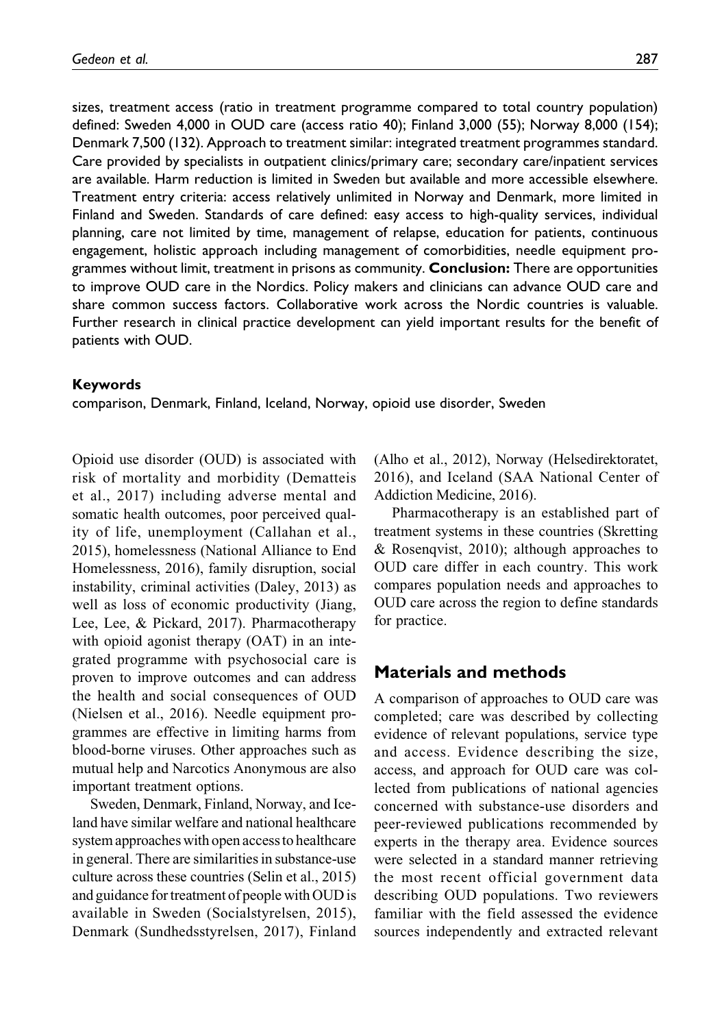sizes, treatment access (ratio in treatment programme compared to total country population) defined: Sweden 4,000 in OUD care (access ratio 40); Finland 3,000 (55); Norway 8,000 (154); Denmark 7,500 (132). Approach to treatment similar: integrated treatment programmes standard. Care provided by specialists in outpatient clinics/primary care; secondary care/inpatient services are available. Harm reduction is limited in Sweden but available and more accessible elsewhere. Treatment entry criteria: access relatively unlimited in Norway and Denmark, more limited in Finland and Sweden. Standards of care defined: easy access to high-quality services, individual planning, care not limited by time, management of relapse, education for patients, continuous engagement, holistic approach including management of comorbidities, needle equipment programmes without limit, treatment in prisons as community. **Conclusion:** There are opportunities to improve OUD care in the Nordics. Policy makers and clinicians can advance OUD care and share common success factors. Collaborative work across the Nordic countries is valuable. Further research in clinical practice development can yield important results for the benefit of patients with OUD.

#### Keywords

comparison, Denmark, Finland, Iceland, Norway, opioid use disorder, Sweden

Opioid use disorder (OUD) is associated with risk of mortality and morbidity (Dematteis et al., 2017) including adverse mental and somatic health outcomes, poor perceived quality of life, unemployment (Callahan et al., 2015), homelessness (National Alliance to End Homelessness, 2016), family disruption, social instability, criminal activities (Daley, 2013) as well as loss of economic productivity (Jiang, Lee, Lee, & Pickard, 2017). Pharmacotherapy with opioid agonist therapy (OAT) in an integrated programme with psychosocial care is proven to improve outcomes and can address the health and social consequences of OUD (Nielsen et al., 2016). Needle equipment programmes are effective in limiting harms from blood-borne viruses. Other approaches such as mutual help and Narcotics Anonymous are also important treatment options.

Sweden, Denmark, Finland, Norway, and Iceland have similar welfare and national healthcare system approaches with open access to healthcare in general. There are similarities in substance-use culture across these countries (Selin et al., 2015) and guidance for treatment of people with OUD is available in Sweden (Socialstyrelsen, 2015), Denmark (Sundhedsstyrelsen, 2017), Finland (Alho et al., 2012), Norway (Helsedirektoratet, 2016), and Iceland (SAA National Center of Addiction Medicine, 2016).

Pharmacotherapy is an established part of treatment systems in these countries (Skretting & Rosenqvist, 2010); although approaches to OUD care differ in each country. This work compares population needs and approaches to OUD care across the region to define standards for practice.

## Materials and methods

A comparison of approaches to OUD care was completed; care was described by collecting evidence of relevant populations, service type and access. Evidence describing the size, access, and approach for OUD care was collected from publications of national agencies concerned with substance-use disorders and peer-reviewed publications recommended by experts in the therapy area. Evidence sources were selected in a standard manner retrieving the most recent official government data describing OUD populations. Two reviewers familiar with the field assessed the evidence sources independently and extracted relevant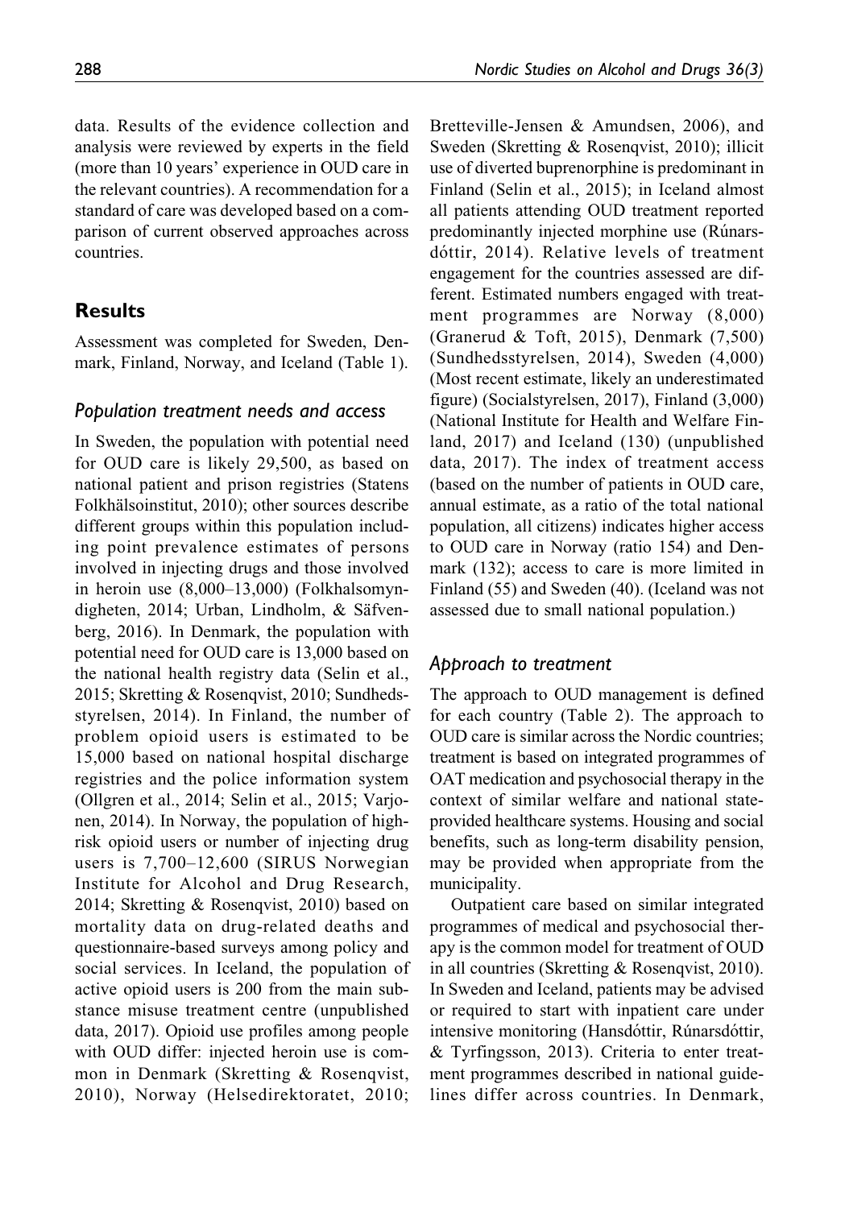data. Results of the evidence collection and analysis were reviewed by experts in the field (more than 10 years' experience in OUD care in the relevant countries). A recommendation for a standard of care was developed based on a comparison of current observed approaches across countries.

## Results

Assessment was completed for Sweden, Denmark, Finland, Norway, and Iceland (Table 1).

### Population treatment needs and access

In Sweden, the population with potential need for OUD care is likely 29,500, as based on national patient and prison registries (Statens Folkhälsoinstitut, 2010); other sources describe different groups within this population including point prevalence estimates of persons involved in injecting drugs and those involved in heroin use (8,000–13,000) (Folkhalsomyndigheten, 2014; Urban, Lindholm, & Säfvenberg, 2016). In Denmark, the population with potential need for OUD care is 13,000 based on the national health registry data (Selin et al., 2015; Skretting & Rosenqvist, 2010; Sundhedsstyrelsen, 2014). In Finland, the number of problem opioid users is estimated to be 15,000 based on national hospital discharge registries and the police information system (Ollgren et al., 2014; Selin et al., 2015; Varjonen, 2014). In Norway, the population of high-risk opioid users or number of injecting drug users is 7,700–12,600 (SIRUS Norwegian Institute for Alcohol and Drug Research, 2014; Skretting & Rosenqvist, 2010) based on mortality data on drug-related deaths and questionnaire-based surveys among policy and social services. In Iceland, the population of active opioid users is 200 from the main substance misuse treatment centre (unpublished data, 2017). Opioid use profiles among people with OUD differ: injected heroin use is common in Denmark (Skretting & Rosenqvist, 2010), Norway (Helsedirektoratet, 2010; Bretteville-Jensen & Amundsen, 2006), and Sweden (Skretting & Rosenqvist, 2010); illicit use of diverted buprenorphine is predominant in Finland (Selin et al., 2015); in Iceland almost all patients attending OUD treatment reported predominantly injected morphine use (Rúnarsdóttir, 2014). Relative levels of treatment engagement for the countries assessed are different. Estimated numbers engaged with treatment programmes are Norway (8,000) (Granerud & Toft, 2015), Denmark (7,500) (Sundhedsstyrelsen, 2014), Sweden (4,000) (Most recent estimate, likely an underestimated figure) (Socialstyrelsen, 2017), Finland (3,000) (National Institute for Health and Welfare Finland, 2017) and Iceland (130) (unpublished data, 2017). The index of treatment access (based on the number of patients in OUD care, annual estimate, as a ratio of the total national population, all citizens) indicates higher access to OUD care in Norway (ratio 154) and Denmark (132); access to care is more limited in Finland (55) and Sweden (40). (Iceland was not assessed due to small national population.)

### Approach to treatment

The approach to OUD management is defined for each country (Table 2). The approach to OUD care is similar across the Nordic countries; treatment is based on integrated programmes of OAT medication and psychosocial therapy in the context of similar welfare and national state-provided healthcare systems. Housing and social benefits, such as long-term disability pension, may be provided when appropriate from the municipality.

Outpatient care based on similar integrated programmes of medical and psychosocial therapy is the common model for treatment of OUD in all countries (Skretting & Rosenqvist, 2010). In Sweden and Iceland, patients may be advised or required to start with inpatient care under intensive monitoring (Hansdóttir, Rúnarsdóttir, & Tyrfingsson, 2013). Criteria to enter treatment programmes described in national guidelines differ across countries. In Denmark,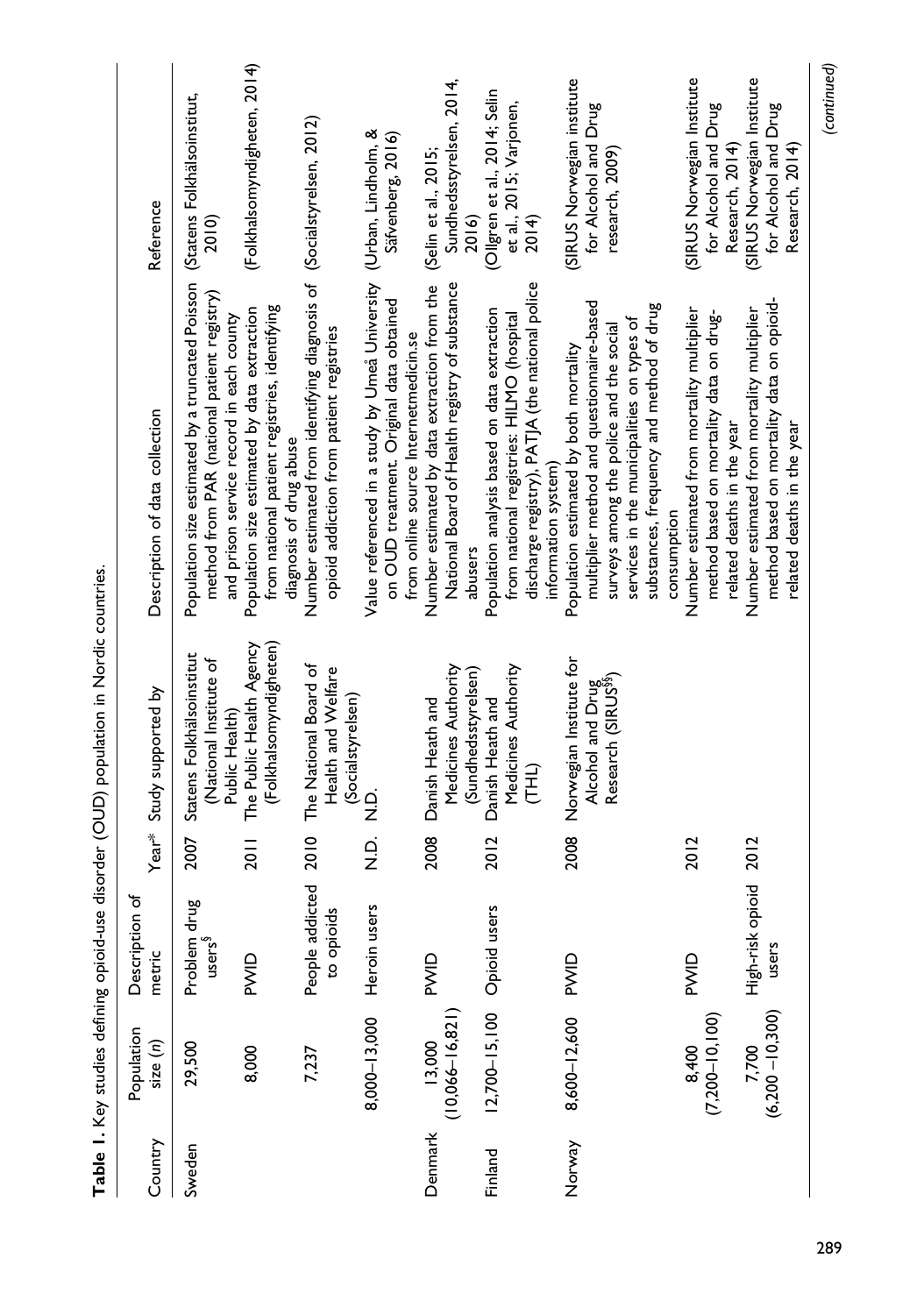**Table 1.** Key studies defining opioid-use disorder (OUD) population in Nordic countries.

| Country | Population size (n) | Description of metric | Year* | Study supported by | Description of data collection | Reference |
|---|---|---|---|---|---|---|
| Sweden | 29,500 | Problem drug users[§] | 2007 | Statens Folkhälsoinstitut (National Institute of Public Health) | Population size estimated by a truncated Poisson method from PAR (national patient registry) and prison service record in each county | (Statens Folkhälsoinstitut, 2010) |
| | 8,000 | PWID | 2011 | The Public Health Agency (Folkhalsomyndigheten) | Population size estimated by data extraction from national patient registries, identifying diagnosis of drug abuse | (Folkhalsomyndigheten, 2014) |
| | 7,237 | People addicted to opioids | 2010 | The National Board of Health and Welfare (Socialstyrelsen) | Number estimated from identifying diagnosis of opioid addiction from patient registries | (Socialstyrelsen, 2012) |
| | 8,000–13,000 | Heroin users | N.D. | N.D. | Value referenced in a study by Umeå University on OUD treatment. Original data obtained from online source Internetmedicin.se | (Urban, Lindholm, & Säfvenberg, 2016) |
| Denmark | 13,000 (10,066–16,821) | PWID | 2008 | Danish Heath and Medicines Authority (Sundhedsstyrelsen) | Number estimated by data extraction from the National Board of Health registry of substance abusers | (Selin et al., 2015; Sundhedsstyrelsen, 2014, 2016) |
| Finland | 12,700–15,100 | Opioid users | 2012 | Danish Heath and Medicines Authority (THL) | Population analysis based on data extraction from national registries: HILMO (hospital discharge registry), PATJA (the national police information system) | (Ollgren et al., 2014; Selin et al., 2015; Varjonen, 2014) |
| Norway | 8,600–12,600 | PWID | 2008 | Norwegian Institute for Alcohol and Drug Research (SIRUS[§§]) | Population estimated by both mortality multiplier method and questionnaire-based surveys among the police and the social services in the municipalities on types of substances, frequency and method of drug consumption | (SIRUS Norwegian institute for Alcohol and Drug research, 2009) |
| | 8,400 (7,200–10,100) | PWID | 2012 | | Number estimated from mortality multiplier method based on mortality data on drug-related deaths in the year | (SIRUS Norwegian Institute for Alcohol and Drug Research, 2014) |
| | 7,700 (6,200 –10,300) | High-risk opioid users | 2012 | | Number estimated from mortality multiplier method based on mortality data on opioid-related deaths in the year | (SIRUS Norwegian Institute for Alcohol and Drug Research, 2014) |

(continued)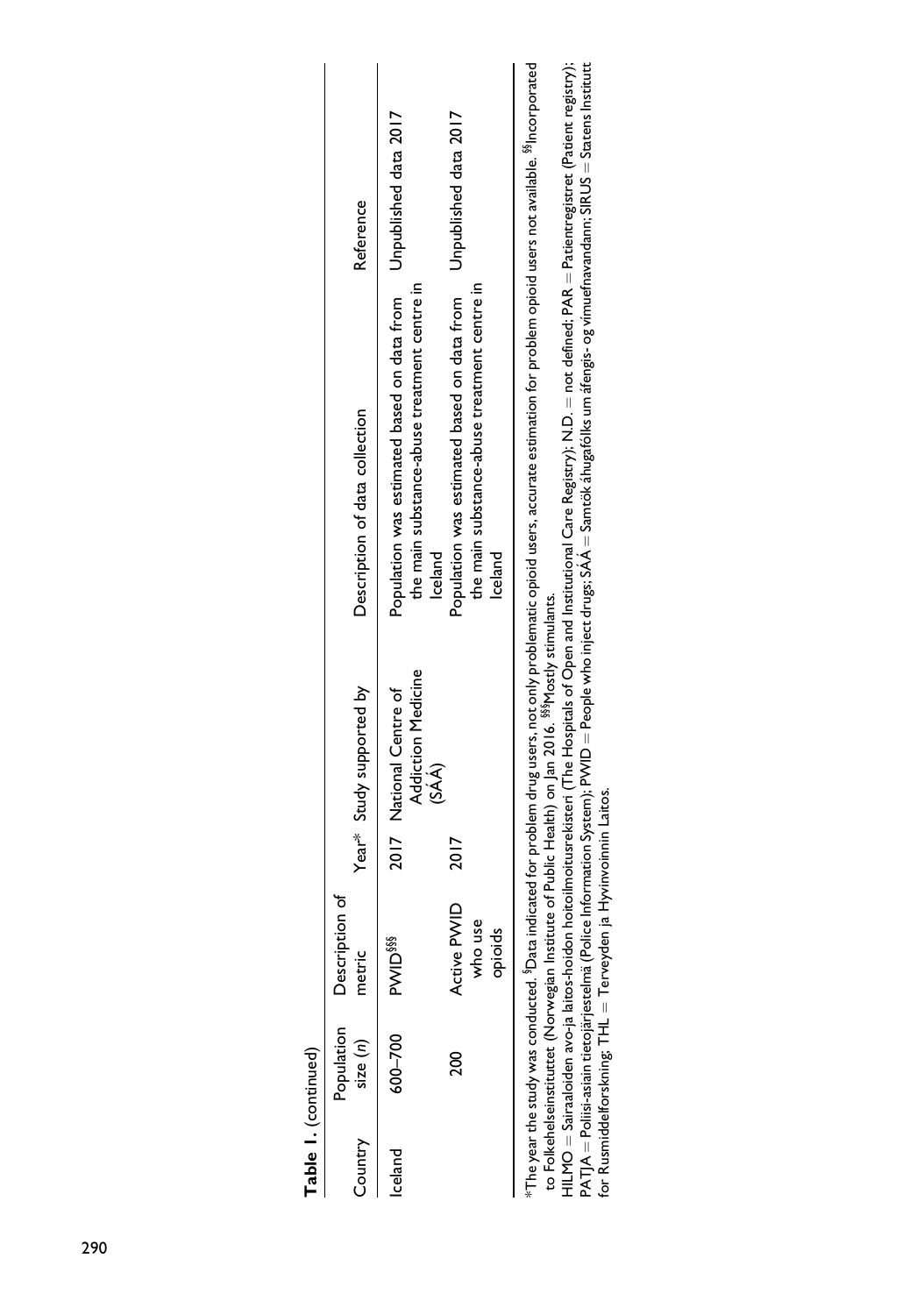**Table 1.** (continued)

| Country | Population size (*n*) | Description of metric | Year* | Study supported by | Description of data collection | Reference |
|---|---|---|---|---|---|---|
| Iceland | 600–700 | PWID[§§§] | 2017 | National Centre of Addiction Medicine (SÁÁ) | Population was estimated based on data from the main substance-abuse treatment centre in Iceland | Unpublished data 2017 |
| | 200 | Active PWID who use opioids | 2017 | | Population was estimated based on data from the main substance-abuse treatment centre in Iceland | Unpublished data 2017 |

*The year the study was conducted. [§]Data indicated for problem drug users, not only problematic opioid users, accurate estimation for problem opioid users not available. [§§]Incorporated to Folkehelseinstituttet (Norwegian Institute of Public Health) on Jan 2016. [§§§]Mostly stimulants.

HILMO = Sairaaloiden avo-ja laitos-hoidon hoitoilmoitusrekisteri (The Hospitals of Open and Institutional Care Registry); N.D. = not defined; PAR = Patientregistret (Patient registry); PATJA = Poliisi-asiain tietojärjestelmä (Police Information System); PWID = People who inject drugs; SÁÁ = Samtök áhugafólks um áfengis- og vímuefnavandann; SIRUS = Statens Institutt for Rusmiddelforskning; THL = Terveyden ja Hyvinvoinnin Laitos.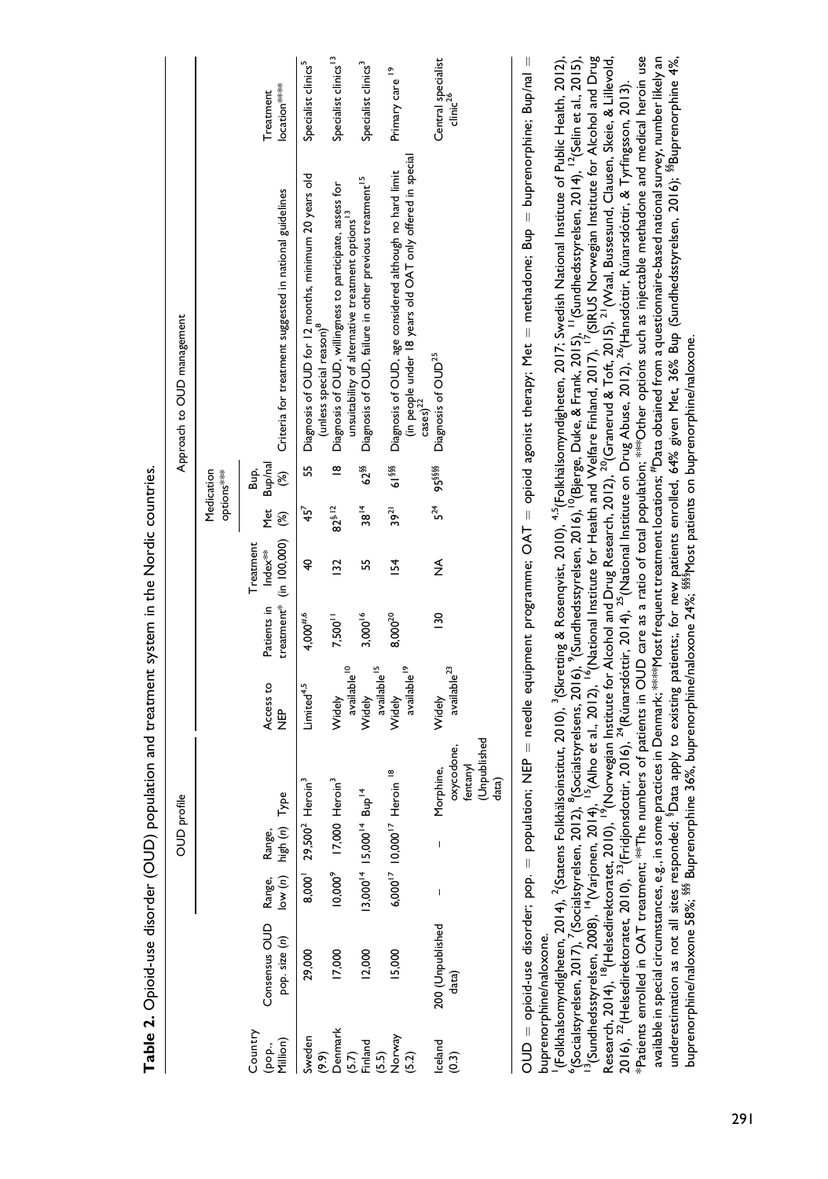**Table 2.** Opioid-use disorder (OUD) population and treatment system in the Nordic countries.

| Country (pop., Million) | OUD profile | | | | Approach to OUD management | | | | | | | |
|---|---|---|---|---|---|---|---|---|---|---|---|---|
| | Consensus OUD pop. size (n) | Range, low (n) | Range, high (n) | Type | Access to NEP | Patients in treatment* (n) | Treatment Index** (in 100,000) | Medication options*** Met (%) | Medication options*** Bup, Bup/nal (%) | Criteria for treatment suggested in national guidelines | Treatment location**** |
| Sweden (9.9) | 29,000 | 8,000[1] | 29,500[2] | Heroin[3] | Limited[4,5] | 4,000[#,6] | 40 | 45[7] | 55 | Diagnosis of OUD for 12 months, minimum 20 years old (unless special reason)[8] | Specialist clinics[5] |
| Denmark (5.7) | 17,000 | 10,000[9] | 17,000 | Heroin[3] | Widely available[10] | 7,500[11] | 132 | 82[§,12] | 18 | Diagnosis of OUD, willingness to participate, assess for unsuitability of alternative treatment options[13] | Specialist clinics[13] |
| Finland (5.5) | 12,000 | 13,000[14] | 15,000[14] | Bup[14] | Widely available[15] | 3,000[16] | 55 | 38[14] | 62[§§] | Diagnosis of OUD, failure in other previous treatment[15] | Specialist clinics[3] |
| Norway (5.2) | 15,000 | 6,000[17] | 10,000[17] | Heroin[18] | Widely available[19] | 8,000[20] | 154 | 39[21] | 61[§§§] | Diagnosis of OUD, age considered although no hard limit (in people under 18 years old OAT only offered in special cases)[22] | Primary care[19] |
| Iceland (0.3) | 200 (Unpublished data) | – | – | Morphine, oxycodone, fentanyl (Unpublished data) | Widely available[23] | 130 | NA | 5[24] | 95[§§§§] | Diagnosis of OUD[25] | Central specialist clinic[26] |

OUD = opioid-use disorder; pop. = population; NEP = needle equipment programme; OAT = opioid agonist therapy; Met = methadone; Bup = buprenorphine; Bup/nal = buprenorphine/naloxone.

[1](Folkhalsomyndigheten, 2014), [2](Statens Folkhälsoinstitut, 2010), [3](Skretting & Rosenqvist, 2010), [4,5](Folkhälsomyndigheten, 2017; Swedish National Institute of Public Health, 2012), [6](Socialstyrelsen, 2017), [7](Socialstyrelsen, 2012), [8](Socialstyrelsens, 2016), [9](Sundhedsstyrelsen, 2016), [10](Bjerge, Duke, & Frank, 2015), [11](Sundhedsstyrelsen, 2014), [12](Selin et al., 2015), [13](Sundhedsstyrelsen, 2008), [14](Varjonen, 2014), [15](Alho et al., 2012), [16](National Institute for Health and Welfare Finland, 2017), [17](SIRUS Norwegian Institute for Alcohol and Drug Research, 2014), [18](Helsedirektoratet, 2010), [19](Norwegian Institute for Alcohol and Drug Research, 2012), [20](Granerud & Toft, 2015), [21](Waal, Bussesund, Clausen, Skeie, & Lillevold, 2016), [22](Helsedirektoratet, 2010), [23](Fridjonsdottir, 2016), [24](Rúnarsdóttir, 2014), [25](National Institute on Drug Abuse, 2012), [26](Hansdóttir, Rúnarsdóttir, & Tyrfingsson, 2013).

*Patients enrolled in OAT treatment; **The numbers of patients in OUD care as a ratio of total population; ***Other options such as injectable methadone and medical heroin use available in special circumstances, e.g., in some practices in Denmark; ****Most frequent treatment locations; #Data obtained from a questionnaire-based national survey, number likely an underestimation as not all sites responded; §Data apply to existing patients;, for new patients enrolled, 64% given Met, 36% Bup (Sundhedsstyrelsen, 2016); §§Buprenorphine 4%, buprenorphine/naloxone 58%; §§§ Buprenorphine 36%, buprenorphine/naloxone 24%; §§§§Most patients on buprenorphine/naloxone.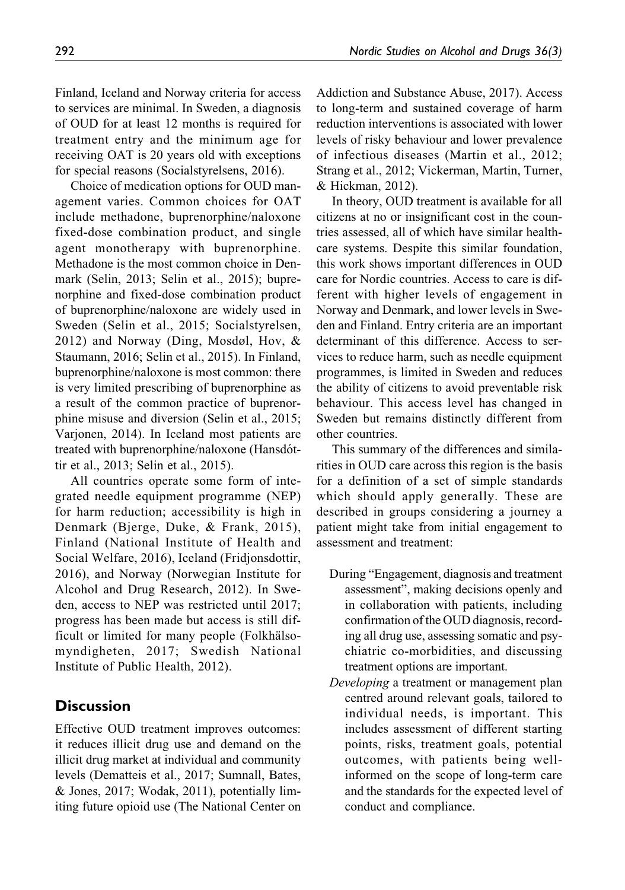Finland, Iceland and Norway criteria for access to services are minimal. In Sweden, a diagnosis of OUD for at least 12 months is required for treatment entry and the minimum age for receiving OAT is 20 years old with exceptions for special reasons (Socialstyrelsens, 2016).

Choice of medication options for OUD management varies. Common choices for OAT include methadone, buprenorphine/naloxone fixed-dose combination product, and single agent monotherapy with buprenorphine. Methadone is the most common choice in Denmark (Selin, 2013; Selin et al., 2015); buprenorphine and fixed-dose combination product of buprenorphine/naloxone are widely used in Sweden (Selin et al., 2015; Socialstyrelsen, 2012) and Norway (Ding, Mosdøl, Hov, & Staumann, 2016; Selin et al., 2015). In Finland, buprenorphine/naloxone is most common: there is very limited prescribing of buprenorphine as a result of the common practice of buprenorphine misuse and diversion (Selin et al., 2015; Varjonen, 2014). In Iceland most patients are treated with buprenorphine/naloxone (Hansdóttir et al., 2013; Selin et al., 2015).

All countries operate some form of integrated needle equipment programme (NEP) for harm reduction; accessibility is high in Denmark (Bjerge, Duke, & Frank, 2015), Finland (National Institute of Health and Social Welfare, 2016), Iceland (Fridjonsdottir, 2016), and Norway (Norwegian Institute for Alcohol and Drug Research, 2012). In Sweden, access to NEP was restricted until 2017; progress has been made but access is still difficult or limited for many people (Folkhälsomyndigheten, 2017; Swedish National Institute of Public Health, 2012).

## Discussion

Effective OUD treatment improves outcomes: it reduces illicit drug use and demand on the illicit drug market at individual and community levels (Dematteis et al., 2017; Sumnall, Bates, & Jones, 2017; Wodak, 2011), potentially limiting future opioid use (The National Center on Addiction and Substance Abuse, 2017). Access to long-term and sustained coverage of harm reduction interventions is associated with lower levels of risky behaviour and lower prevalence of infectious diseases (Martin et al., 2012; Strang et al., 2012; Vickerman, Martin, Turner, & Hickman, 2012).

In theory, OUD treatment is available for all citizens at no or insignificant cost in the countries assessed, all of which have similar healthcare systems. Despite this similar foundation, this work shows important differences in OUD care for Nordic countries. Access to care is different with higher levels of engagement in Norway and Denmark, and lower levels in Sweden and Finland. Entry criteria are an important determinant of this difference. Access to services to reduce harm, such as needle equipment programmes, is limited in Sweden and reduces the ability of citizens to avoid preventable risk behaviour. This access level has changed in Sweden but remains distinctly different from other countries.

This summary of the differences and similarities in OUD care across this region is the basis for a definition of a set of simple standards which should apply generally. These are described in groups considering a journey a patient might take from initial engagement to assessment and treatment:

During "Engagement, diagnosis and treatment assessment", making decisions openly and in collaboration with patients, including confirmation of the OUD diagnosis, recording all drug use, assessing somatic and psychiatric co-morbidities, and discussing treatment options are important.

*Developing* a treatment or management plan centred around relevant goals, tailored to individual needs, is important. This includes assessment of different starting points, risks, treatment goals, potential outcomes, with patients being well-informed on the scope of long-term care and the standards for the expected level of conduct and compliance.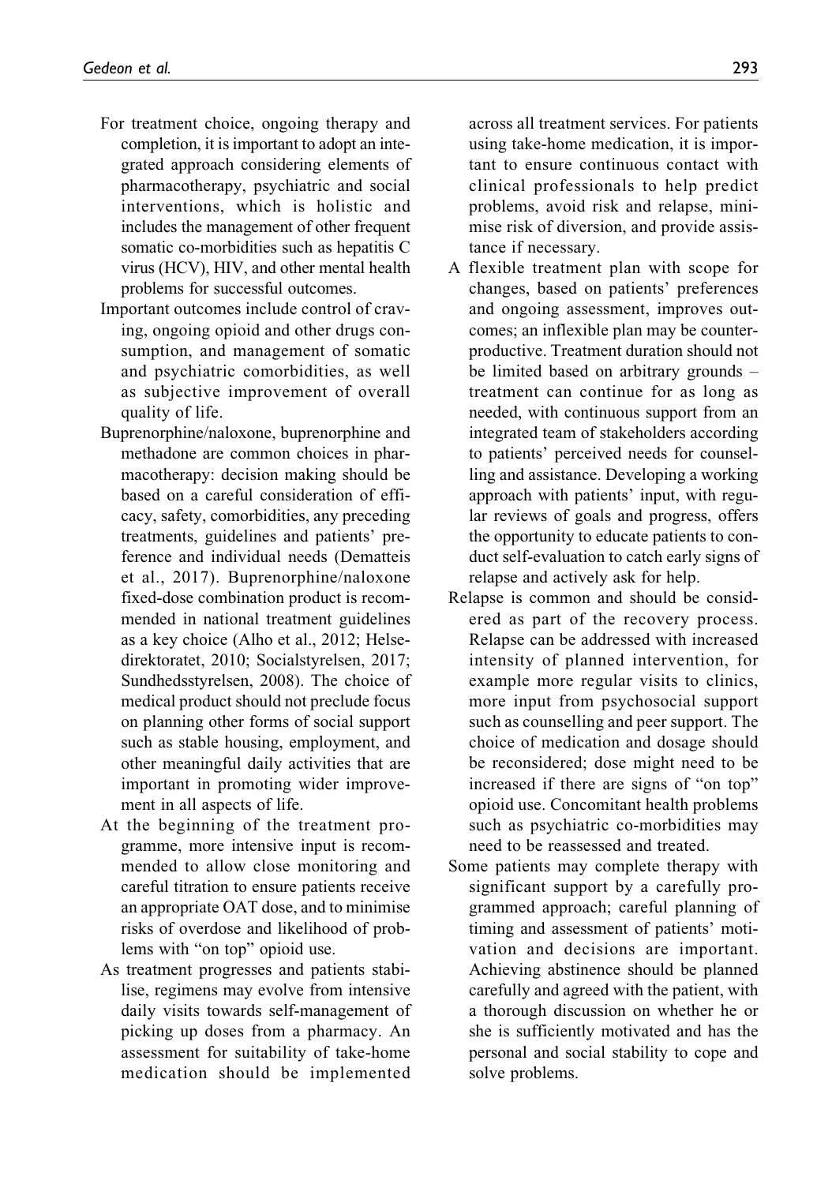- For treatment choice, ongoing therapy and completion, it is important to adopt an integrated approach considering elements of pharmacotherapy, psychiatric and social interventions, which is holistic and includes the management of other frequent somatic co-morbidities such as hepatitis C virus (HCV), HIV, and other mental health problems for successful outcomes.
- Important outcomes include control of craving, ongoing opioid and other drugs consumption, and management of somatic and psychiatric comorbidities, as well as subjective improvement of overall quality of life.
- Buprenorphine/naloxone, buprenorphine and methadone are common choices in pharmacotherapy: decision making should be based on a careful consideration of efficacy, safety, comorbidities, any preceding treatments, guidelines and patients' preference and individual needs (Dematteis et al., 2017). Buprenorphine/naloxone fixed-dose combination product is recommended in national treatment guidelines as a key choice (Alho et al., 2012; Helsedirektoratet, 2010; Socialstyrelsen, 2017; Sundhedsstyrelsen, 2008). The choice of medical product should not preclude focus on planning other forms of social support such as stable housing, employment, and other meaningful daily activities that are important in promoting wider improvement in all aspects of life.
- At the beginning of the treatment programme, more intensive input is recommended to allow close monitoring and careful titration to ensure patients receive an appropriate OAT dose, and to minimise risks of overdose and likelihood of problems with "on top" opioid use.
- As treatment progresses and patients stabilise, regimens may evolve from intensive daily visits towards self-management of picking up doses from a pharmacy. An assessment for suitability of take-home medication should be implemented across all treatment services. For patients using take-home medication, it is important to ensure continuous contact with clinical professionals to help predict problems, avoid risk and relapse, minimise risk of diversion, and provide assistance if necessary.
- A flexible treatment plan with scope for changes, based on patients' preferences and ongoing assessment, improves outcomes; an inflexible plan may be counterproductive. Treatment duration should not be limited based on arbitrary grounds – treatment can continue for as long as needed, with continuous support from an integrated team of stakeholders according to patients' perceived needs for counselling and assistance. Developing a working approach with patients' input, with regular reviews of goals and progress, offers the opportunity to educate patients to conduct self-evaluation to catch early signs of relapse and actively ask for help.
- Relapse is common and should be considered as part of the recovery process. Relapse can be addressed with increased intensity of planned intervention, for example more regular visits to clinics, more input from psychosocial support such as counselling and peer support. The choice of medication and dosage should be reconsidered; dose might need to be increased if there are signs of "on top" opioid use. Concomitant health problems such as psychiatric co-morbidities may need to be reassessed and treated.
- Some patients may complete therapy with significant support by a carefully programmed approach; careful planning of timing and assessment of patients' motivation and decisions are important. Achieving abstinence should be planned carefully and agreed with the patient, with a thorough discussion on whether he or she is sufficiently motivated and has the personal and social stability to cope and solve problems.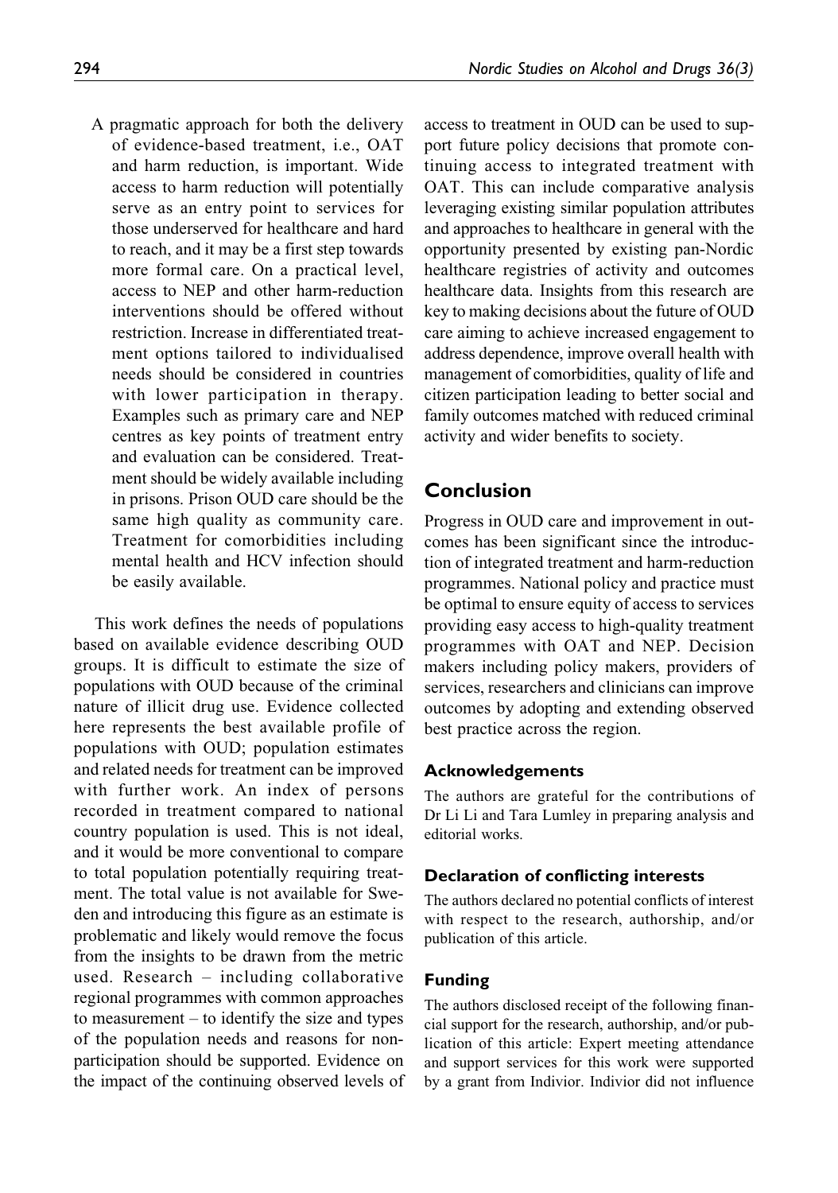A pragmatic approach for both the delivery of evidence-based treatment, i.e., OAT and harm reduction, is important. Wide access to harm reduction will potentially serve as an entry point to services for those underserved for healthcare and hard to reach, and it may be a first step towards more formal care. On a practical level, access to NEP and other harm-reduction interventions should be offered without restriction. Increase in differentiated treatment options tailored to individualised needs should be considered in countries with lower participation in therapy. Examples such as primary care and NEP centres as key points of treatment entry and evaluation can be considered. Treatment should be widely available including in prisons. Prison OUD care should be the same high quality as community care. Treatment for comorbidities including mental health and HCV infection should be easily available.

This work defines the needs of populations based on available evidence describing OUD groups. It is difficult to estimate the size of populations with OUD because of the criminal nature of illicit drug use. Evidence collected here represents the best available profile of populations with OUD; population estimates and related needs for treatment can be improved with further work. An index of persons recorded in treatment compared to national country population is used. This is not ideal, and it would be more conventional to compare to total population potentially requiring treatment. The total value is not available for Sweden and introducing this figure as an estimate is problematic and likely would remove the focus from the insights to be drawn from the metric used. Research – including collaborative regional programmes with common approaches to measurement – to identify the size and types of the population needs and reasons for non-participation should be supported. Evidence on the impact of the continuing observed levels of access to treatment in OUD can be used to support future policy decisions that promote continuing access to integrated treatment with OAT. This can include comparative analysis leveraging existing similar population attributes and approaches to healthcare in general with the opportunity presented by existing pan-Nordic healthcare registries of activity and outcomes healthcare data. Insights from this research are key to making decisions about the future of OUD care aiming to achieve increased engagement to address dependence, improve overall health with management of comorbidities, quality of life and citizen participation leading to better social and family outcomes matched with reduced criminal activity and wider benefits to society.

## Conclusion

Progress in OUD care and improvement in outcomes has been significant since the introduction of integrated treatment and harm-reduction programmes. National policy and practice must be optimal to ensure equity of access to services providing easy access to high-quality treatment programmes with OAT and NEP. Decision makers including policy makers, providers of services, researchers and clinicians can improve outcomes by adopting and extending observed best practice across the region.

### Acknowledgements

The authors are grateful for the contributions of Dr Li Li and Tara Lumley in preparing analysis and editorial works.

### Declaration of conflicting interests

The authors declared no potential conflicts of interest with respect to the research, authorship, and/or publication of this article.

### Funding

The authors disclosed receipt of the following financial support for the research, authorship, and/or publication of this article: Expert meeting attendance and support services for this work were supported by a grant from Indivior. Indivior did not influence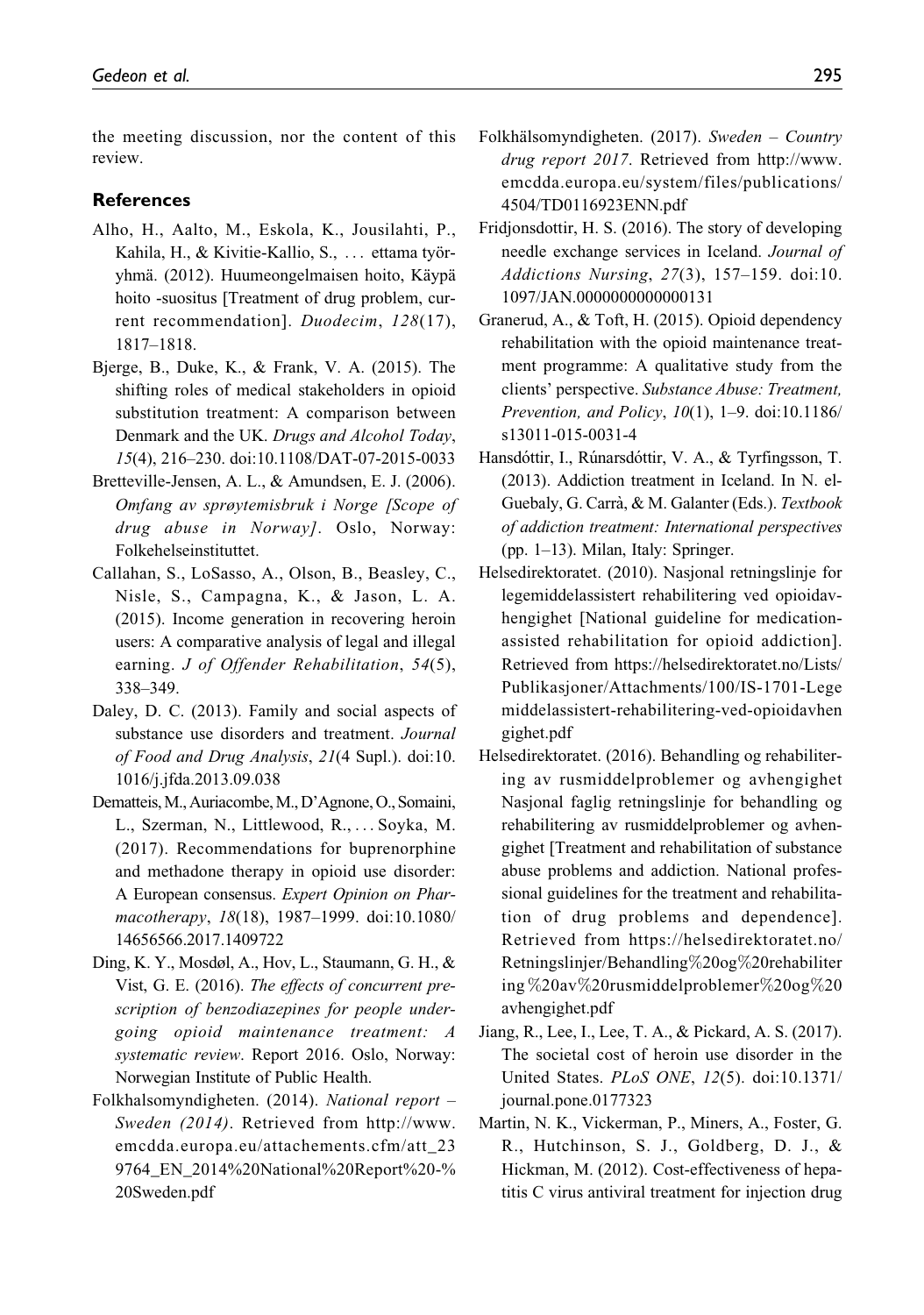the meeting discussion, nor the content of this review.

## References

Alho, H., Aalto, M., Eskola, K., Jousilahti, P., Kahila, H., & Kivitie-Kallio, S., . . . ettama työryhmä. (2012). Huumeongelmaisen hoito, Käypä hoito -suositus [Treatment of drug problem, current recommendation]. *Duodecim*, *128*(17), 1817–1818.

Bjerge, B., Duke, K., & Frank, V. A. (2015). The shifting roles of medical stakeholders in opioid substitution treatment: A comparison between Denmark and the UK. *Drugs and Alcohol Today*, *15*(4), 216–230. doi:10.1108/DAT-07-2015-0033

Bretteville-Jensen, A. L., & Amundsen, E. J. (2006). *Omfang av sprøytemisbruk i Norge [Scope of drug abuse in Norway]*. Oslo, Norway: Folkehelseinstituttet.

Callahan, S., LoSasso, A., Olson, B., Beasley, C., Nisle, S., Campagna, K., & Jason, L. A. (2015). Income generation in recovering heroin users: A comparative analysis of legal and illegal earning. *J of Offender Rehabilitation*, *54*(5), 338–349.

Daley, D. C. (2013). Family and social aspects of substance use disorders and treatment. *Journal of Food and Drug Analysis*, *21*(4 Supl.). doi:10.1016/j.jfda.2013.09.038

Dematteis, M., Auriacombe, M., D'Agnone, O., Somaini, L., Szerman, N., Littlewood, R., . . . Soyka, M. (2017). Recommendations for buprenorphine and methadone therapy in opioid use disorder: A European consensus. *Expert Opinion on Pharmacotherapy*, *18*(18), 1987–1999. doi:10.1080/14656566.2017.1409722

Ding, K. Y., Mosdøl, A., Hov, L., Staumann, G. H., & Vist, G. E. (2016). *The effects of concurrent prescription of benzodiazepines for people undergoing opioid maintenance treatment: A systematic review*. Report 2016. Oslo, Norway: Norwegian Institute of Public Health.

Folkhalsomyndigheten. (2014). *National report – Sweden (2014)*. Retrieved from http://www.emcdda.europa.eu/attachements.cfm/att_239764_EN_2014%20National%20Report%20-%20Sweden.pdf

Folkhälsomyndigheten. (2017). *Sweden – Country drug report 2017*. Retrieved from http://www.emcdda.europa.eu/system/files/publications/4504/TD0116923ENN.pdf

Fridjonsdottir, H. S. (2016). The story of developing needle exchange services in Iceland. *Journal of Addictions Nursing*, *27*(3), 157–159. doi:10.1097/JAN.0000000000000131

Granerud, A., & Toft, H. (2015). Opioid dependency rehabilitation with the opioid maintenance treatment programme: A qualitative study from the clients' perspective. *Substance Abuse: Treatment, Prevention, and Policy*, *10*(1), 1–9. doi:10.1186/s13011-015-0031-4

Hansdóttir, I., Rúnarsdóttir, V. A., & Tyrfingsson, T. (2013). Addiction treatment in Iceland. In N. el-Guebaly, G. Carrà, & M. Galanter (Eds.). *Textbook of addiction treatment: International perspectives* (pp. 1–13). Milan, Italy: Springer.

Helsedirektoratet. (2010). Nasjonal retningslinje for legemiddelassistert rehabilitering ved opioidavhengighet [National guideline for medication-assisted rehabilitation for opioid addiction]. Retrieved from https://helsedirektoratet.no/Lists/Publikasjoner/Attachments/100/IS-1701-Legemiddelassistert-rehabilitering-ved-opioidavhengighet.pdf

Helsedirektoratet. (2016). Behandling og rehabilitering av rusmiddelproblemer og avhengighet Nasjonal faglig retningslinje for behandling og rehabilitering av rusmiddelproblemer og avhengighet [Treatment and rehabilitation of substance abuse problems and addiction. National professional guidelines for the treatment and rehabilitation of drug problems and dependence]. Retrieved from https://helsedirektoratet.no/Retningslinjer/Behandling%20og%20rehabilitering%20av%20rusmiddelproblemer%20og%20avhengighet.pdf

Jiang, R., Lee, I., Lee, T. A., & Pickard, A. S. (2017). The societal cost of heroin use disorder in the United States. *PLoS ONE*, *12*(5). doi:10.1371/journal.pone.0177323

Martin, N. K., Vickerman, P., Miners, A., Foster, G. R., Hutchinson, S. J., Goldberg, D. J., & Hickman, M. (2012). Cost-effectiveness of hepatitis C virus antiviral treatment for injection drug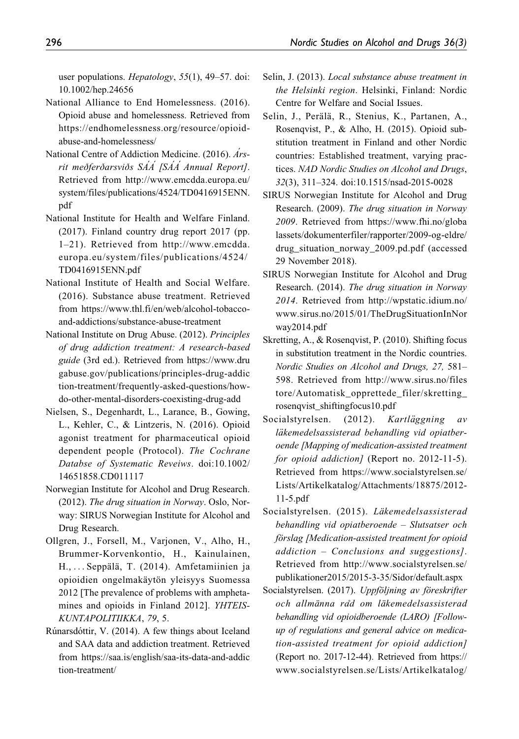user populations. *Hepatology*, *55*(1), 49–57. doi: 10.1002/hep.24656

National Alliance to End Homelessness. (2016). Opioid abuse and homelessness. Retrieved from https://endhomelessness.org/resource/opioid-abuse-and-homelessness/

National Centre of Addiction Medicine. (2016). *Ársrit meðferðarsviðs SÁÁ [SÁÁ Annual Report]*. Retrieved from http://www.emcdda.europa.eu/system/files/publications/4524/TD0416915ENN.pdf

National Institute for Health and Welfare Finland. (2017). Finland country drug report 2017 (pp. 1–21). Retrieved from http://www.emcdda.europa.eu/system/files/publications/4524/TD0416915ENN.pdf

National Institute of Health and Social Welfare. (2016). Substance abuse treatment. Retrieved from https://www.thl.fi/en/web/alcohol-tobacco-and-addictions/substance-abuse-treatment

National Institute on Drug Abuse. (2012). *Principles of drug addiction treatment: A research-based guide* (3rd ed.). Retrieved from https://www.drugabuse.gov/publications/principles-drug-addiction-treatment/frequently-asked-questions/how-do-other-mental-disorders-coexisting-drug-add

Nielsen, S., Degenhardt, L., Larance, B., Gowing, L., Kehler, C., & Lintzeris, N. (2016). Opioid agonist treatment for pharmaceutical opioid dependent people (Protocol). *The Cochrane Databse of Systematic Reveiws*. doi:10.1002/14651858.CD011117

Norwegian Institute for Alcohol and Drug Research. (2012). *The drug situation in Norway*. Oslo, Norway: SIRUS Norwegian Institute for Alcohol and Drug Research.

Ollgren, J., Forsell, M., Varjonen, V., Alho, H., Brummer-Korvenkontio, H., Kainulainen, H., ... Seppälä, T. (2014). Amfetamiinien ja opioidien ongelmakäytön yleisyys Suomessa 2012 [The prevalence of problems with amphetamines and opioids in Finland 2012]. *YHTEIS-KUNTAPOLITIIKKA*, *79*, 5.

Rúnarsdóttir, V. (2014). A few things about Iceland and SAA data and addiction treatment. Retrieved from https://saa.is/english/saa-its-data-and-addiction-treatment/

Selin, J. (2013). *Local substance abuse treatment in the Helsinki region*. Helsinki, Finland: Nordic Centre for Welfare and Social Issues.

Selin, J., Perälä, R., Stenius, K., Partanen, A., Rosenqvist, P., & Alho, H. (2015). Opioid substitution treatment in Finland and other Nordic countries: Established treatment, varying practices. *NAD Nordic Studies on Alcohol and Drugs*, *32*(3), 311–324. doi:10.1515/nsad-2015-0028

SIRUS Norwegian Institute for Alcohol and Drug Research. (2009). *The drug situation in Norway 2009*. Retrieved from https://www.fhi.no/globalassets/dokumenterfiler/rapporter/2009-og-eldre/drug_situation_norway_2009.pd.pdf (accessed 29 November 2018).

SIRUS Norwegian Institute for Alcohol and Drug Research. (2014). *The drug situation in Norway 2014*. Retrieved from http://wpstatic.idium.no/www.sirus.no/2015/01/TheDrugSituationInNorway2014.pdf

Skretting, A., & Rosenqvist, P. (2010). Shifting focus in substitution treatment in the Nordic countries. *Nordic Studies on Alcohol and Drugs, 27,* 581–598. Retrieved from http://www.sirus.no/filestore/Automatisk_opprettede_filer/skretting_rosenqvist_shiftingfocus10.pdf

Socialstyrelsen. (2012). *Kartläggning av läkemedelsassisterad behandling vid opiatberoende [Mapping of medication-assisted treatment for opioid addiction]* (Report no. 2012-11-5). Retrieved from https://www.socialstyrelsen.se/Lists/Artikelkatalog/Attachments/18875/2012-11-5.pdf

Socialstyrelsen. (2015). *Läkemedelsassisterad behandling vid opiatberoende – Slutsatser och förslag [Medication-assisted treatment for opioid addiction – Conclusions and suggestions]*. Retrieved from http://www.socialstyrelsen.se/publikationer2015/2015-3-35/Sidor/default.aspx

Socialstyrelsen. (2017). *Uppföljning av föreskrifter och allmänna råd om läkemedelsassisterad behandling vid opioidberoende (LARO) [Follow-up of regulations and general advice on medication-assisted treatment for opioid addiction]* (Report no. 2017-12-44). Retrieved from https://www.socialstyrelsen.se/Lists/Artikelkatalog/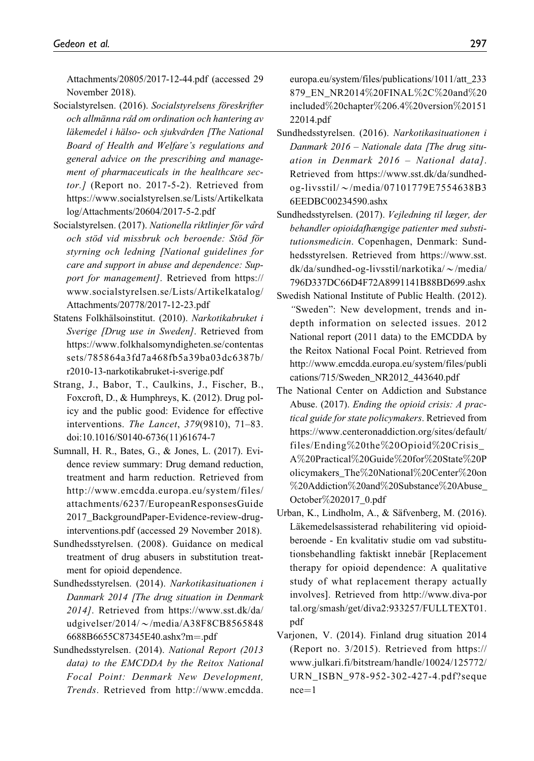Attachments/20805/2017-12-44.pdf (accessed 29 November 2018).

Socialstyrelsen. (2016). *Socialstyrelsens föreskrifter och allmänna råd om ordination och hantering av läkemedel i hälso- och sjukvården [The National Board of Health and Welfare's regulations and general advice on the prescribing and management of pharmaceuticals in the healthcare sector.]* (Report no. 2017-5-2). Retrieved from https://www.socialstyrelsen.se/Lists/Artikelkatalog/Attachments/20604/2017-5-2.pdf

Socialstyrelsen. (2017). *Nationella riktlinjer för vård och stöd vid missbruk och beroende: Stöd för styrning och ledning [National guidelines for care and support in abuse and dependence: Support for management]*. Retrieved from https://www.socialstyrelsen.se/Lists/Artikelkatalog/Attachments/20778/2017-12-23.pdf

Statens Folkhälsoinstitut. (2010). *Narkotikabruket i Sverige [Drug use in Sweden]*. Retrieved from https://www.folkhalsomyndigheten.se/contentassets/785864a3fd7a468fb5a39ba03dc6387b/r2010-13-narkotikabruket-i-sverige.pdf

Strang, J., Babor, T., Caulkins, J., Fischer, B., Foxcroft, D., & Humphreys, K. (2012). Drug policy and the public good: Evidence for effective interventions. *The Lancet*, *379*(9810), 71–83. doi:10.1016/S0140-6736(11)61674-7

Sumnall, H. R., Bates, G., & Jones, L. (2017). Evidence review summary: Drug demand reduction, treatment and harm reduction. Retrieved from http://www.emcdda.europa.eu/system/files/attachments/6237/EuropeanResponsesGuide2017_BackgroundPaper-Evidence-review-drug-interventions.pdf (accessed 29 November 2018).

Sundhedsstyrelsen. (2008). Guidance on medical treatment of drug abusers in substitution treatment for opioid dependence.

Sundhedsstyrelsen. (2014). *Narkotikasituationen i Danmark 2014 [The drug situation in Denmark 2014]*. Retrieved from https://www.sst.dk/da/udgivelser/2014/~/media/A38F8CB85658486688B6655C87345E40.ashx?m=.pdf

Sundhedsstyrelsen. (2014). *National Report (2013 data) to the EMCDDA by the Reitox National Focal Point: Denmark New Development, Trends*. Retrieved from http://www.emcdda.europa.eu/system/files/publications/1011/att_233879_EN_NR2014%20FINAL%2C%20and%20included%20chapter%206.4%20version%2015122014.pdf

Sundhedsstyrelsen. (2016). *Narkotikasituationen i Danmark 2016 – Nationale data [The drug situation in Denmark 2016 – National data]*. Retrieved from https://www.sst.dk/da/sundhed-og-livsstil/~/media/07101779E7554638B36EEDBC00234590.ashx

Sundhedsstyrelsen. (2017). *Vejledning til læger, der behandler opioidafhængige patienter med substitutionsmedicin*. Copenhagen, Denmark: Sundhedsstyrelsen. Retrieved from https://www.sst.dk/da/sundhed-og-livsstil/narkotika/~/media/796D337DC66D4F72A8991141B88BD699.ashx

Swedish National Institute of Public Health. (2012). *"*Sweden": New development, trends and in-depth information on selected issues. 2012 National report (2011 data) to the EMCDDA by the Reitox National Focal Point. Retrieved from http://www.emcdda.europa.eu/system/files/publications/715/Sweden_NR2012_443640.pdf

The National Center on Addiction and Substance Abuse. (2017). *Ending the opioid crisis: A practical guide for state policymakers*. Retrieved from https://www.centeronaddiction.org/sites/default/files/Ending%20the%20Opioid%20Crisis_A%20Practical%20Guide%20for%20State%20Policymakers_The%20National%20Center%20on%20Addiction%20and%20Substance%20Abuse_October%202017_0.pdf

Urban, K., Lindholm, A., & Säfvenberg, M. (2016). Läkemedelsassisterad rehabilitering vid opioidberoende - En kvalitativ studie om vad substitutionsbehandling faktiskt innebär [Replacement therapy for opioid dependence: A qualitative study of what replacement therapy actually involves]. Retrieved from http://www.diva-portal.org/smash/get/diva2:933257/FULLTEXT01.pdf

Varjonen, V. (2014). Finland drug situation 2014 (Report no. 3/2015). Retrieved from https://www.julkari.fi/bitstream/handle/10024/125772/URN_ISBN_978-952-302-427-4.pdf?sequence=1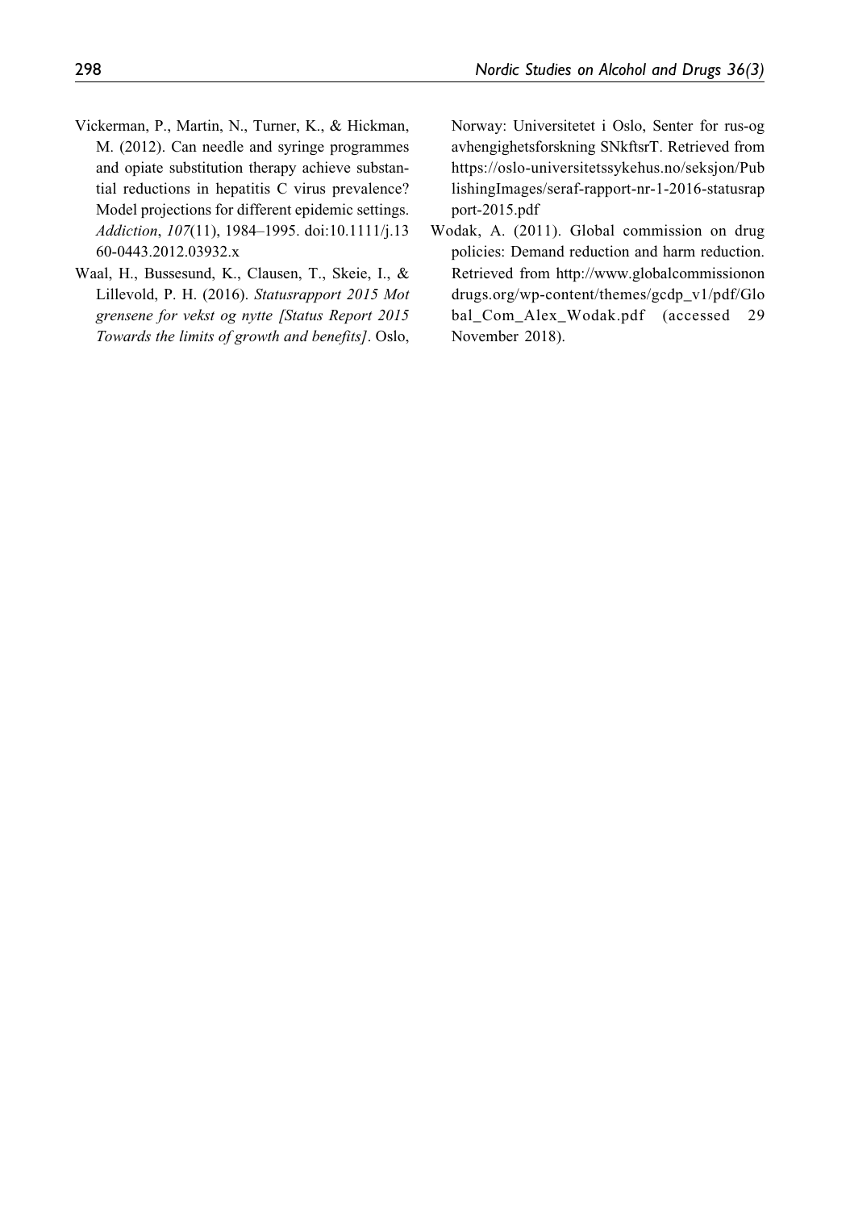Vickerman, P., Martin, N., Turner, K., & Hickman, M. (2012). Can needle and syringe programmes and opiate substitution therapy achieve substantial reductions in hepatitis C virus prevalence? Model projections for different epidemic settings. *Addiction*, *107*(11), 1984–1995. doi:10.1111/j.1360-0443.2012.03932.x

Waal, H., Bussesund, K., Clausen, T., Skeie, I., & Lillevold, P. H. (2016). *Statusrapport 2015 Mot grensene for vekst og nytte [Status Report 2015 Towards the limits of growth and benefits]*. Oslo, Norway: Universitetet i Oslo, Senter for rus-og avhengighetsforskning SNkftsrT. Retrieved from https://oslo-universitetssykehus.no/seksjon/PublishingImages/seraf-rapport-nr-1-2016-statusrapport-2015.pdf

Wodak, A. (2011). Global commission on drug policies: Demand reduction and harm reduction. Retrieved from http://www.globalcommissionondrugs.org/wp-content/themes/gcdp_v1/pdf/Global_Com_Alex_Wodak.pdf (accessed 29 November 2018).